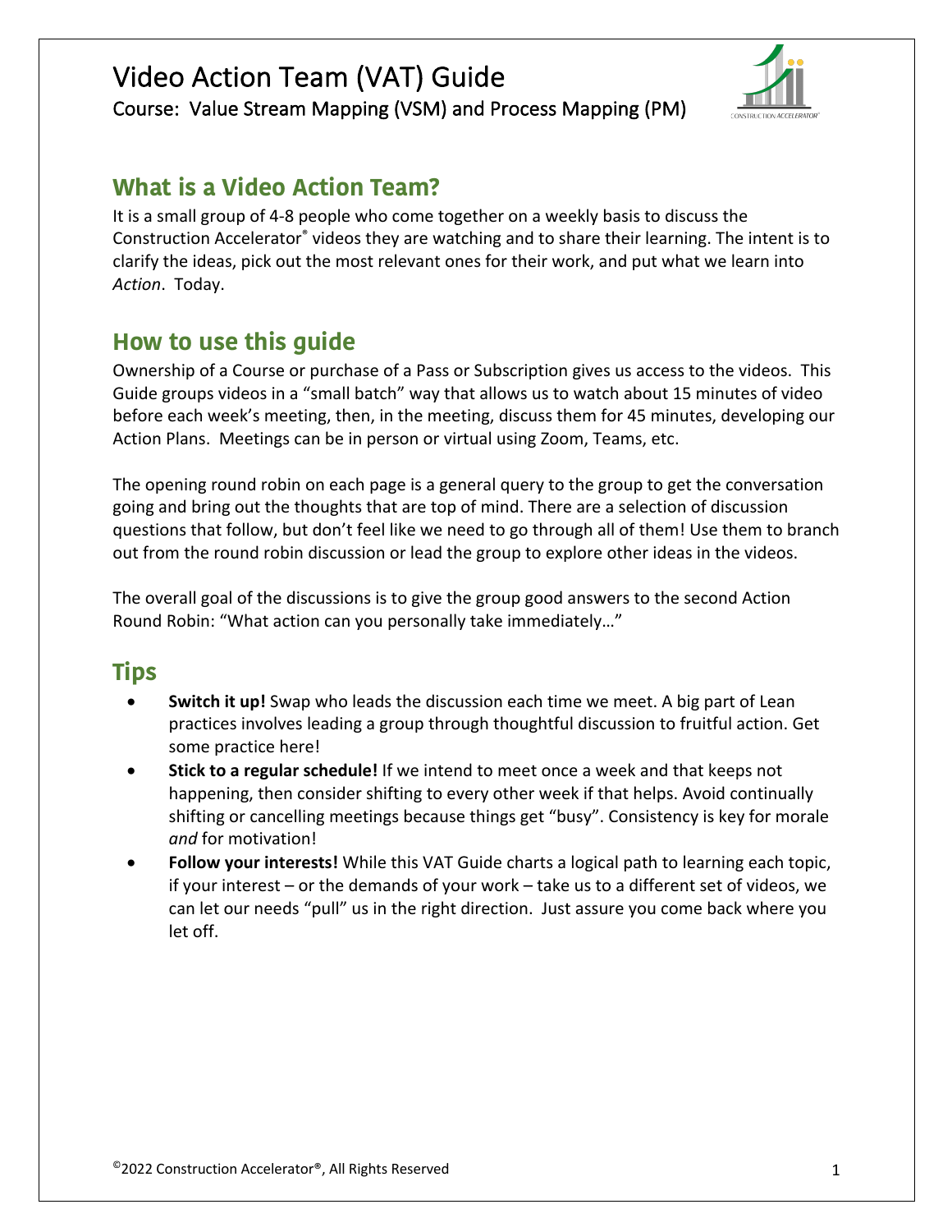# Video Action Team (VAT) Guide

Course: Value Stream Mapping (VSM) and Process Mapping (PM)

## What is a Video Action Team?

It is a small group of 4-8 people who come together on a weekly basis to discuss the Construction Accelerator® videos they are watching and to share their learning. The intent is to clarify the ideas, pick out the most relevant ones for their work, and put what we learn into *Action*. Today.

## How to use this guide

Ownership of a Course or purchase of a Pass or Subscription gives us access to the videos. This Guide groups videos in a "small batch" way that allows us to watch about 15 minutes of video before each week's meeting, then, in the meeting, discuss them for 45 minutes, developing our Action Plans. Meetings can be in person or virtual using Zoom, Teams, etc.

The opening round robin on each page is a general query to the group to get the conversation going and bring out the thoughts that are top of mind. There are a selection of discussion questions that follow, but don't feel like we need to go through all of them! Use them to branch out from the round robin discussion or lead the group to explore other ideas in the videos.

The overall goal of the discussions is to give the group good answers to the second Action Round Robin: "What action can you personally take immediately…"

## Tips

- **Switch it up!** Swap who leads the discussion each time we meet. A big part of Lean practices involves leading a group through thoughtful discussion to fruitful action. Get some practice here!
- **Stick to a regular schedule!** If we intend to meet once a week and that keeps not happening, then consider shifting to every other week if that helps. Avoid continually shifting or cancelling meetings because things get "busy". Consistency is key for morale *and* for motivation!
- **Follow your interests!** While this VAT Guide charts a logical path to learning each topic, if your interest – or the demands of your work – take us to a different set of videos, we can let our needs "pull" us in the right direction. Just assure you come back where you let off.

©2022 Construction Accelerator®, All Rights Reserved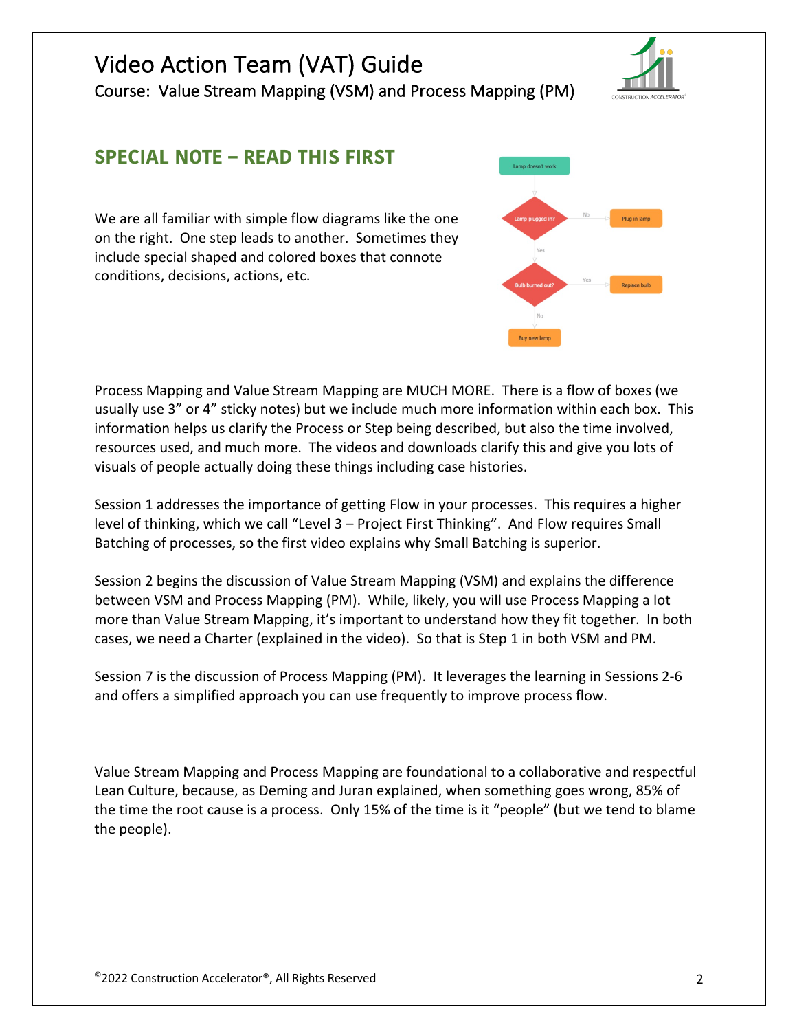# Video Action Team (VAT) Guide

Course: Value Stream Mapping (VSM) and Process Mapping (PM)

## SPECIAL NOTE – READ THIS FIRST

We are all familiar with simple flow diagrams like the one on the right. One step leads to another. Sometimes they include special shaped and colored boxes that connote conditions, decisions, actions, etc.

Process Mapping and Value Stream Mapping are MUCH MORE. There is a flow of boxes (we usually use 3" or 4" sticky notes) but we include much more information within each box. This information helps us clarify the Process or Step being described, but also the time involved, resources used, and much more. The videos and downloads clarify this and give you lots of visuals of people actually doing these things including case histories.

Session 1 addresses the importance of getting Flow in your processes. This requires a higher level of thinking, which we call "Level 3 – Project First Thinking". And Flow requires Small Batching of processes, so the first video explains why Small Batching is superior.

Session 2 begins the discussion of Value Stream Mapping (VSM) and explains the difference between VSM and Process Mapping (PM). While, likely, you will use Process Mapping a lot more than Value Stream Mapping, it's important to understand how they fit together. In both cases, we need a Charter (explained in the video). So that is Step 1 in both VSM and PM.

Session 7 is the discussion of Process Mapping (PM). It leverages the learning in Sessions 2-6 and offers a simplified approach you can use frequently to improve process flow.

Value Stream Mapping and Process Mapping are foundational to a collaborative and respectful Lean Culture, because, as Deming and Juran explained, when something goes wrong, 85% of the time the root cause is a process. Only 15% of the time is it "people" (but we tend to blame the people).

©2022 Construction Accelerator®, All Rights Reserved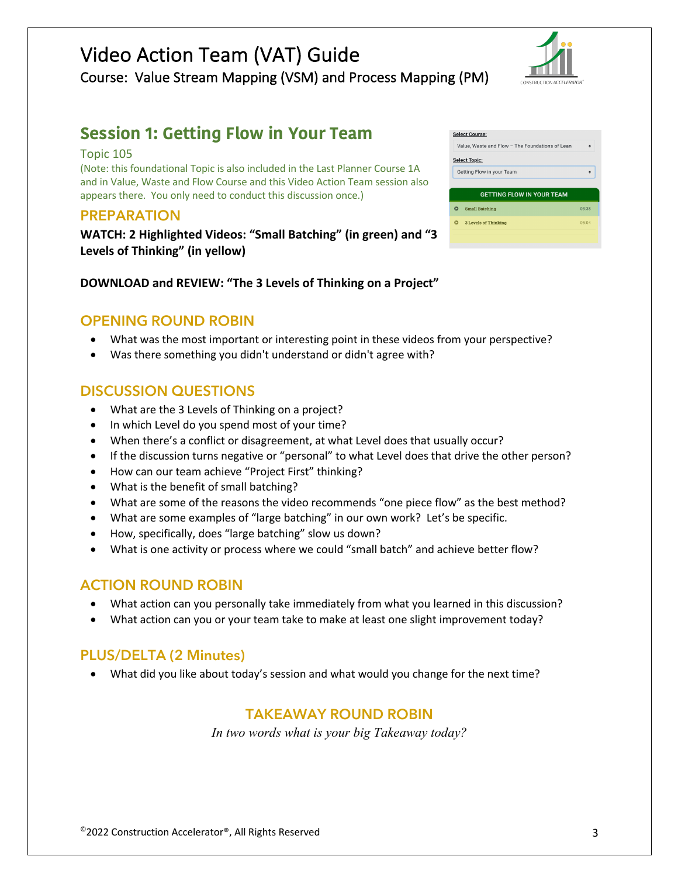# Video Action Team (VAT) Guide

Course: Value Stream Mapping (VSM) and Process Mapping (PM)

## Session 1: Getting Flow in Your Team

Topic 105

(Note: this foundational Topic is also included in the Last Planner Course 1A and in Value, Waste and Flow Course and this Video Action Team session also appears there. You only need to conduct this discussion once.)

### PREPARATION

**WATCH: 2 Highlighted Videos: "Small Batching" (in green) and "3 Levels of Thinking" (in yellow)**

**DOWNLOAD and REVIEW: "The 3 Levels of Thinking on a Project"**

### OPENING ROUND ROBIN

- What was the most important or interesting point in these videos from your perspective?
- Was there something you didn't understand or didn't agree with?

### DISCUSSION QUESTIONS

- What are the 3 Levels of Thinking on a project?
- In which Level do you spend most of your time?
- When there's a conflict or disagreement, at what Level does that usually occur?
- If the discussion turns negative or "personal" to what Level does that drive the other person?
- How can our team achieve "Project First" thinking?
- What is the benefit of small batching?
- What are some of the reasons the video recommends "one piece flow" as the best method?
- What are some examples of "large batching" in our own work? Let's be specific.
- How, specifically, does "large batching" slow us down?
- What is one activity or process where we could "small batch" and achieve better flow?

### ACTION ROUND ROBIN

- What action can you personally take immediately from what you learned in this discussion?
- What action can you or your team take to make at least one slight improvement today?

### PLUS/DELTA (2 Minutes)

- What did you like about today's session and what would you change for the next time?

### TAKEAWAY ROUND ROBIN

*In two words what is your big Takeaway today?*

©2022 Construction Accelerator®, All Rights Reserved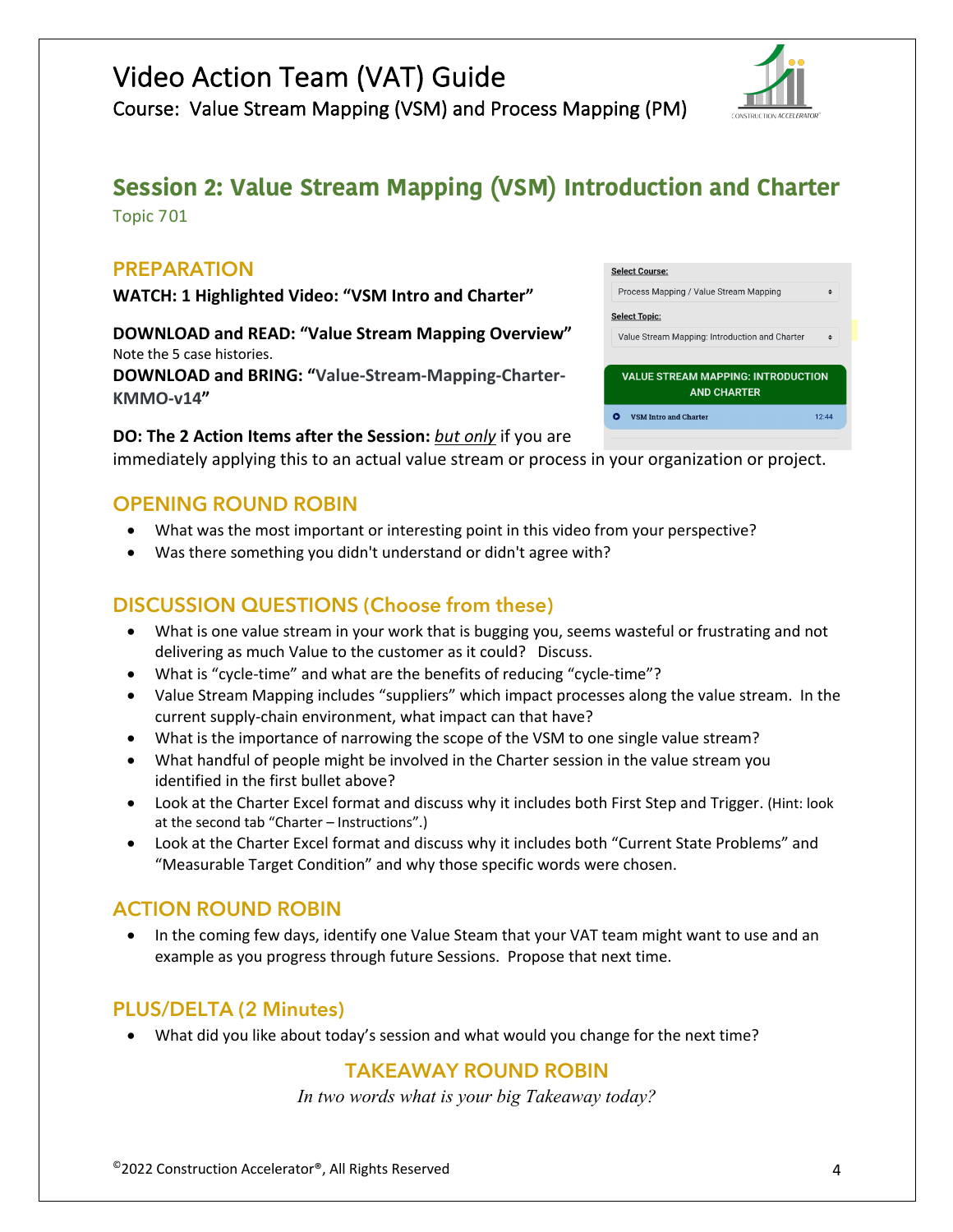# Video Action Team (VAT) Guide

Course: Value Stream Mapping (VSM) and Process Mapping (PM)

## Session 2: Value Stream Mapping (VSM) Introduction and Charter

Topic 701

### PREPARATION

**WATCH: 1 Highlighted Video: "VSM Intro and Charter"**

**DOWNLOAD and READ: "Value Stream Mapping Overview"**
Note the 5 case histories.

**DOWNLOAD and BRING: "Value-Stream-Mapping-Charter-KMMO-v14"**

**DO: The 2 Action Items after the Session:** ***but only*** if you are immediately applying this to an actual value stream or process in your organization or project.

Select Course:
Process Mapping / Value Stream Mapping

Select Topic:
Value Stream Mapping: Introduction and Charter

VALUE STREAM MAPPING: INTRODUCTION AND CHARTER

VSM Intro and Charter 12:44

### OPENING ROUND ROBIN

- What was the most important or interesting point in this video from your perspective?
- Was there something you didn't understand or didn't agree with?

### DISCUSSION QUESTIONS (Choose from these)

- What is one value stream in your work that is bugging you, seems wasteful or frustrating and not delivering as much Value to the customer as it could? Discuss.
- What is "cycle-time" and what are the benefits of reducing "cycle-time"?
- Value Stream Mapping includes "suppliers" which impact processes along the value stream. In the current supply-chain environment, what impact can that have?
- What is the importance of narrowing the scope of the VSM to one single value stream?
- What handful of people might be involved in the Charter session in the value stream you identified in the first bullet above?
- Look at the Charter Excel format and discuss why it includes both First Step and Trigger. (Hint: look at the second tab "Charter – Instructions".)
- Look at the Charter Excel format and discuss why it includes both "Current State Problems" and "Measurable Target Condition" and why those specific words were chosen.

### ACTION ROUND ROBIN

- In the coming few days, identify one Value Steam that your VAT team might want to use and an example as you progress through future Sessions. Propose that next time.

### PLUS/DELTA (2 Minutes)

- What did you like about today's session and what would you change for the next time?

### TAKEAWAY ROUND ROBIN

*In two words what is your big Takeaway today?*

©2022 Construction Accelerator®, All Rights Reserved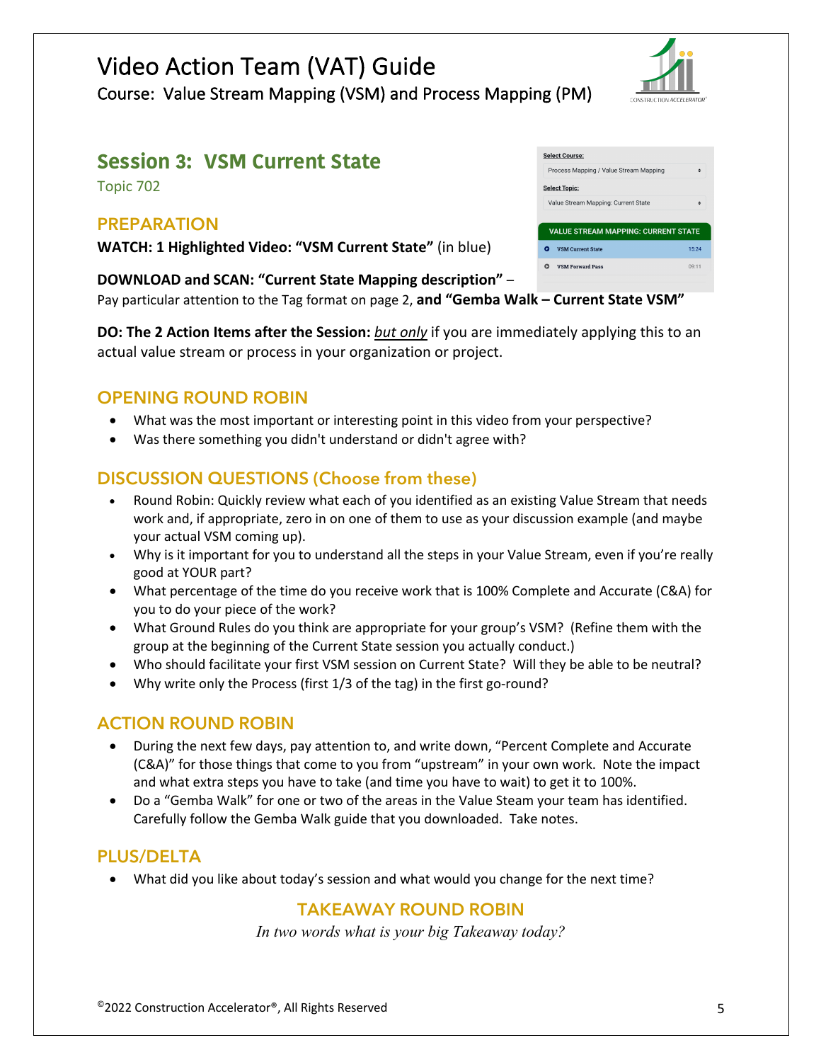# Video Action Team (VAT) Guide

Course: Value Stream Mapping (VSM) and Process Mapping (PM)

## Session 3: VSM Current State

Topic 702

### PREPARATION

**WATCH: 1 Highlighted Video: "VSM Current State"** (in blue)

**DOWNLOAD and SCAN: "Current State Mapping description"** – Pay particular attention to the Tag format on page 2, **and "Gemba Walk – Current State VSM"**

**DO: The 2 Action Items after the Session:** _but only_ if you are immediately applying this to an actual value stream or process in your organization or project.

### OPENING ROUND ROBIN

- What was the most important or interesting point in this video from your perspective?
- Was there something you didn't understand or didn't agree with?

### DISCUSSION QUESTIONS (Choose from these)

- Round Robin: Quickly review what each of you identified as an existing Value Stream that needs work and, if appropriate, zero in on one of them to use as your discussion example (and maybe your actual VSM coming up).
- Why is it important for you to understand all the steps in your Value Stream, even if you're really good at YOUR part?
- What percentage of the time do you receive work that is 100% Complete and Accurate (C&A) for you to do your piece of the work?
- What Ground Rules do you think are appropriate for your group's VSM? (Refine them with the group at the beginning of the Current State session you actually conduct.)
- Who should facilitate your first VSM session on Current State? Will they be able to be neutral?
- Why write only the Process (first 1/3 of the tag) in the first go-round?

### ACTION ROUND ROBIN

- During the next few days, pay attention to, and write down, "Percent Complete and Accurate (C&A)" for those things that come to you from "upstream" in your own work. Note the impact and what extra steps you have to take (and time you have to wait) to get it to 100%.
- Do a "Gemba Walk" for one or two of the areas in the Value Steam your team has identified. Carefully follow the Gemba Walk guide that you downloaded. Take notes.

### PLUS/DELTA

- What did you like about today's session and what would you change for the next time?

### TAKEAWAY ROUND ROBIN

*In two words what is your big Takeaway today?*

©2022 Construction Accelerator®, All Rights Reserved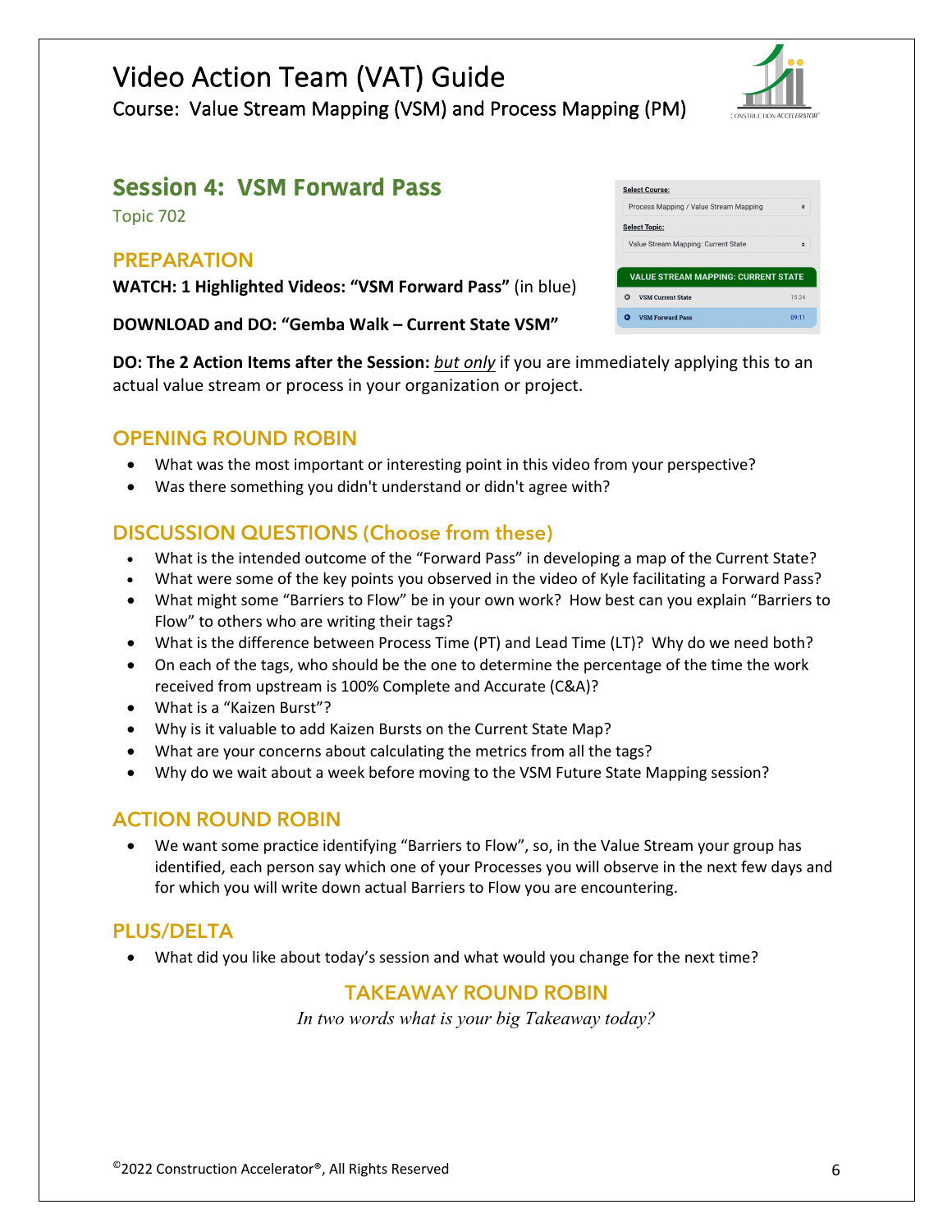# Video Action Team (VAT) Guide

Course: Value Stream Mapping (VSM) and Process Mapping (PM)

## Session 4: VSM Forward Pass

Topic 702

### PREPARATION

**WATCH: 1 Highlighted Videos: "VSM Forward Pass"** (in blue)

**DOWNLOAD and DO: "Gemba Walk – Current State VSM"**

**DO: The 2 Action Items after the Session:** *but only* if you are immediately applying this to an actual value stream or process in your organization or project.

### OPENING ROUND ROBIN

- What was the most important or interesting point in this video from your perspective?
- Was there something you didn't understand or didn't agree with?

### DISCUSSION QUESTIONS (Choose from these)

- What is the intended outcome of the "Forward Pass" in developing a map of the Current State?
- What were some of the key points you observed in the video of Kyle facilitating a Forward Pass?
- What might some "Barriers to Flow" be in your own work? How best can you explain "Barriers to Flow" to others who are writing their tags?
- What is the difference between Process Time (PT) and Lead Time (LT)? Why do we need both?
- On each of the tags, who should be the one to determine the percentage of the time the work received from upstream is 100% Complete and Accurate (C&A)?
- What is a "Kaizen Burst"?
- Why is it valuable to add Kaizen Bursts on the Current State Map?
- What are your concerns about calculating the metrics from all the tags?
- Why do we wait about a week before moving to the VSM Future State Mapping session?

### ACTION ROUND ROBIN

- We want some practice identifying "Barriers to Flow", so, in the Value Stream your group has identified, each person say which one of your Processes you will observe in the next few days and for which you will write down actual Barriers to Flow you are encountering.

### PLUS/DELTA

- What did you like about today's session and what would you change for the next time?

### TAKEAWAY ROUND ROBIN

*In two words what is your big Takeaway today?*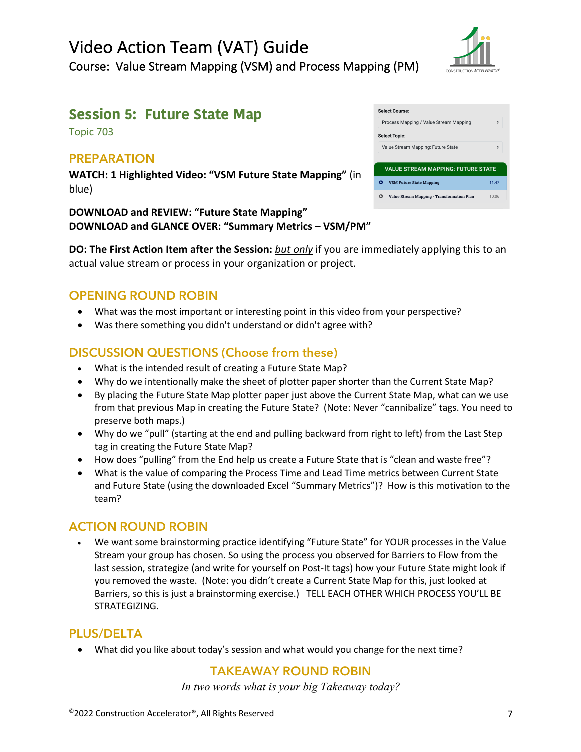# Video Action Team (VAT) Guide

Course: Value Stream Mapping (VSM) and Process Mapping (PM)

## Session 5: Future State Map

Topic 703

### PREPARATION

**WATCH: 1 Highlighted Video: "VSM Future State Mapping"** (in blue)

**DOWNLOAD and REVIEW: "Future State Mapping"**
**DOWNLOAD and GLANCE OVER: "Summary Metrics – VSM/PM"**

**DO: The First Action Item after the Session:** _but only_ if you are immediately applying this to an actual value stream or process in your organization or project.

### OPENING ROUND ROBIN

- What was the most important or interesting point in this video from your perspective?
- Was there something you didn't understand or didn't agree with?

### DISCUSSION QUESTIONS (Choose from these)

- What is the intended result of creating a Future State Map?
- Why do we intentionally make the sheet of plotter paper shorter than the Current State Map?
- By placing the Future State Map plotter paper just above the Current State Map, what can we use from that previous Map in creating the Future State? (Note: Never "cannibalize" tags. You need to preserve both maps.)
- Why do we "pull" (starting at the end and pulling backward from right to left) from the Last Step tag in creating the Future State Map?
- How does "pulling" from the End help us create a Future State that is "clean and waste free"?
- What is the value of comparing the Process Time and Lead Time metrics between Current State and Future State (using the downloaded Excel "Summary Metrics")? How is this motivation to the team?

### ACTION ROUND ROBIN

- We want some brainstorming practice identifying "Future State" for YOUR processes in the Value Stream your group has chosen. So using the process you observed for Barriers to Flow from the last session, strategize (and write for yourself on Post-It tags) how your Future State might look if you removed the waste. (Note: you didn't create a Current State Map for this, just looked at Barriers, so this is just a brainstorming exercise.) TELL EACH OTHER WHICH PROCESS YOU'LL BE STRATEGIZING.

### PLUS/DELTA

- What did you like about today's session and what would you change for the next time?

### TAKEAWAY ROUND ROBIN

*In two words what is your big Takeaway today?*

©2022 Construction Accelerator®, All Rights Reserved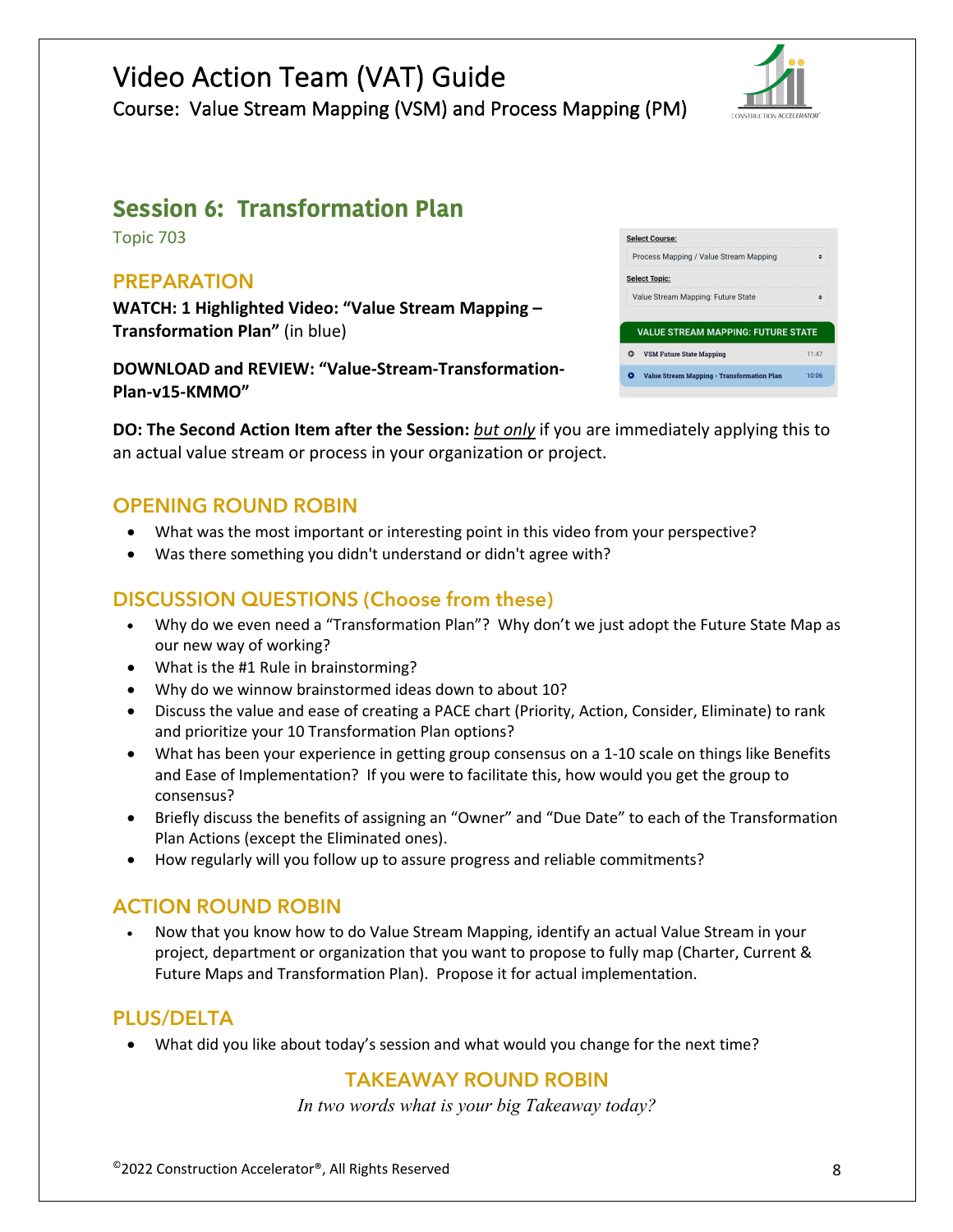Video Action Team (VAT) Guide

Course: Value Stream Mapping (VSM) and Process Mapping (PM)

## Session 6: Transformation Plan

Topic 703

### PREPARATION

**WATCH: 1 Highlighted Video: "Value Stream Mapping – Transformation Plan"** (in blue)

**DOWNLOAD and REVIEW: "Value-Stream-Transformation-Plan-v15-KMMO"**

Select Course: Process Mapping / Value Stream Mapping

Select Topic: Value Stream Mapping: Future State

VALUE STREAM MAPPING: FUTURE STATE

- VSM Future State Mapping 11:47
- Value Stream Mapping - Transformation Plan 10:06

**DO: The Second Action Item after the Session:** *but only* if you are immediately applying this to an actual value stream or process in your organization or project.

### OPENING ROUND ROBIN

- What was the most important or interesting point in this video from your perspective?
- Was there something you didn't understand or didn't agree with?

### DISCUSSION QUESTIONS (Choose from these)

- Why do we even need a "Transformation Plan"? Why don't we just adopt the Future State Map as our new way of working?
- What is the #1 Rule in brainstorming?
- Why do we winnow brainstormed ideas down to about 10?
- Discuss the value and ease of creating a PACE chart (Priority, Action, Consider, Eliminate) to rank and prioritize your 10 Transformation Plan options?
- What has been your experience in getting group consensus on a 1-10 scale on things like Benefits and Ease of Implementation? If you were to facilitate this, how would you get the group to consensus?
- Briefly discuss the benefits of assigning an "Owner" and "Due Date" to each of the Transformation Plan Actions (except the Eliminated ones).
- How regularly will you follow up to assure progress and reliable commitments?

### ACTION ROUND ROBIN

- Now that you know how to do Value Stream Mapping, identify an actual Value Stream in your project, department or organization that you want to propose to fully map (Charter, Current & Future Maps and Transformation Plan). Propose it for actual implementation.

### PLUS/DELTA

- What did you like about today's session and what would you change for the next time?

### TAKEAWAY ROUND ROBIN

*In two words what is your big Takeaway today?*

©2022 Construction Accelerator®, All Rights Reserved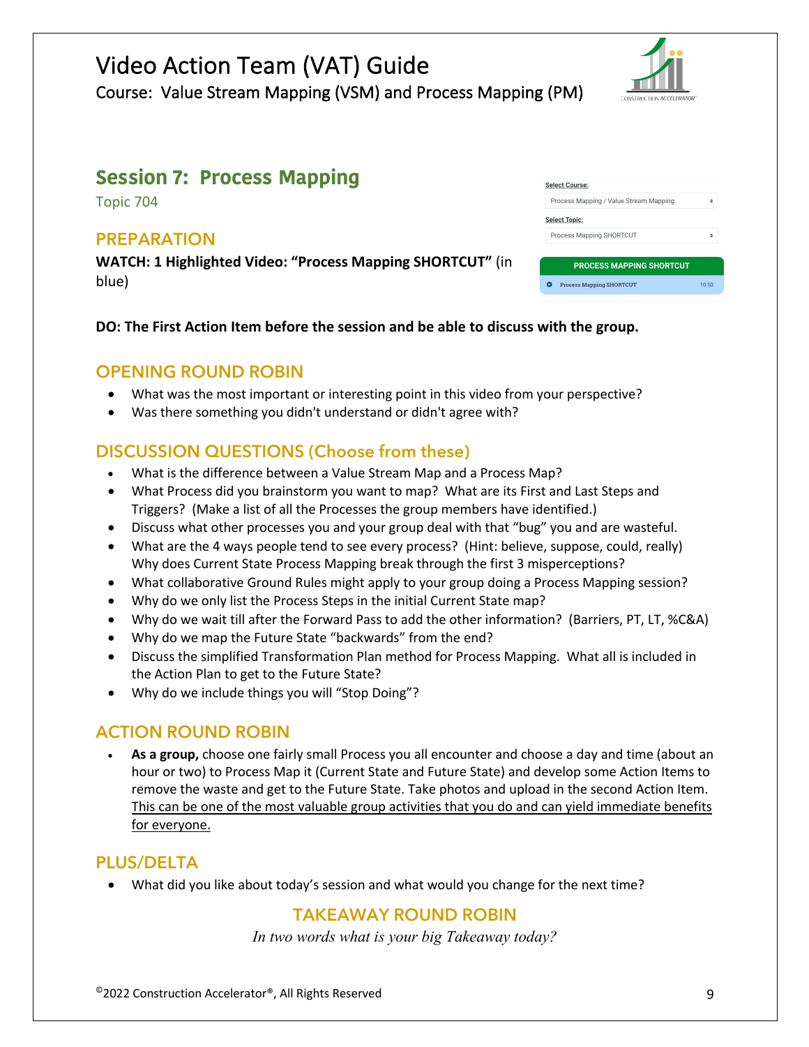# Video Action Team (VAT) Guide

Course: Value Stream Mapping (VSM) and Process Mapping (PM)

## Session 7: Process Mapping

Topic 704

### PREPARATION

**WATCH: 1 Highlighted Video: "Process Mapping SHORTCUT"** (in blue)

Select Course:
Process Mapping / Value Stream Mapping
Select Topic:
Process Mapping SHORTCUT
PROCESS MAPPING SHORTCUT
Process Mapping SHORTCUT 10:53

**DO: The First Action Item before the session and be able to discuss with the group.**

### OPENING ROUND ROBIN

- What was the most important or interesting point in this video from your perspective?
- Was there something you didn't understand or didn't agree with?

### DISCUSSION QUESTIONS (Choose from these)

- What is the difference between a Value Stream Map and a Process Map?
- What Process did you brainstorm you want to map? What are its First and Last Steps and Triggers? (Make a list of all the Processes the group members have identified.)
- Discuss what other processes you and your group deal with that "bug" you and are wasteful.
- What are the 4 ways people tend to see every process? (Hint: believe, suppose, could, really) Why does Current State Process Mapping break through the first 3 misperceptions?
- What collaborative Ground Rules might apply to your group doing a Process Mapping session?
- Why do we only list the Process Steps in the initial Current State map?
- Why do we wait till after the Forward Pass to add the other information? (Barriers, PT, LT, %C&A)
- Why do we map the Future State "backwards" from the end?
- Discuss the simplified Transformation Plan method for Process Mapping. What all is included in the Action Plan to get to the Future State?
- Why do we include things you will "Stop Doing"?

### ACTION ROUND ROBIN

- **As a group,** choose one fairly small Process you all encounter and choose a day and time (about an hour or two) to Process Map it (Current State and Future State) and develop some Action Items to remove the waste and get to the Future State. Take photos and upload in the second Action Item. <u>This can be one of the most valuable group activities that you do and can yield immediate benefits for everyone.</u>

### PLUS/DELTA

- What did you like about today's session and what would you change for the next time?

### TAKEAWAY ROUND ROBIN

*In two words what is your big Takeaway today?*

©2022 Construction Accelerator®, All Rights Reserved